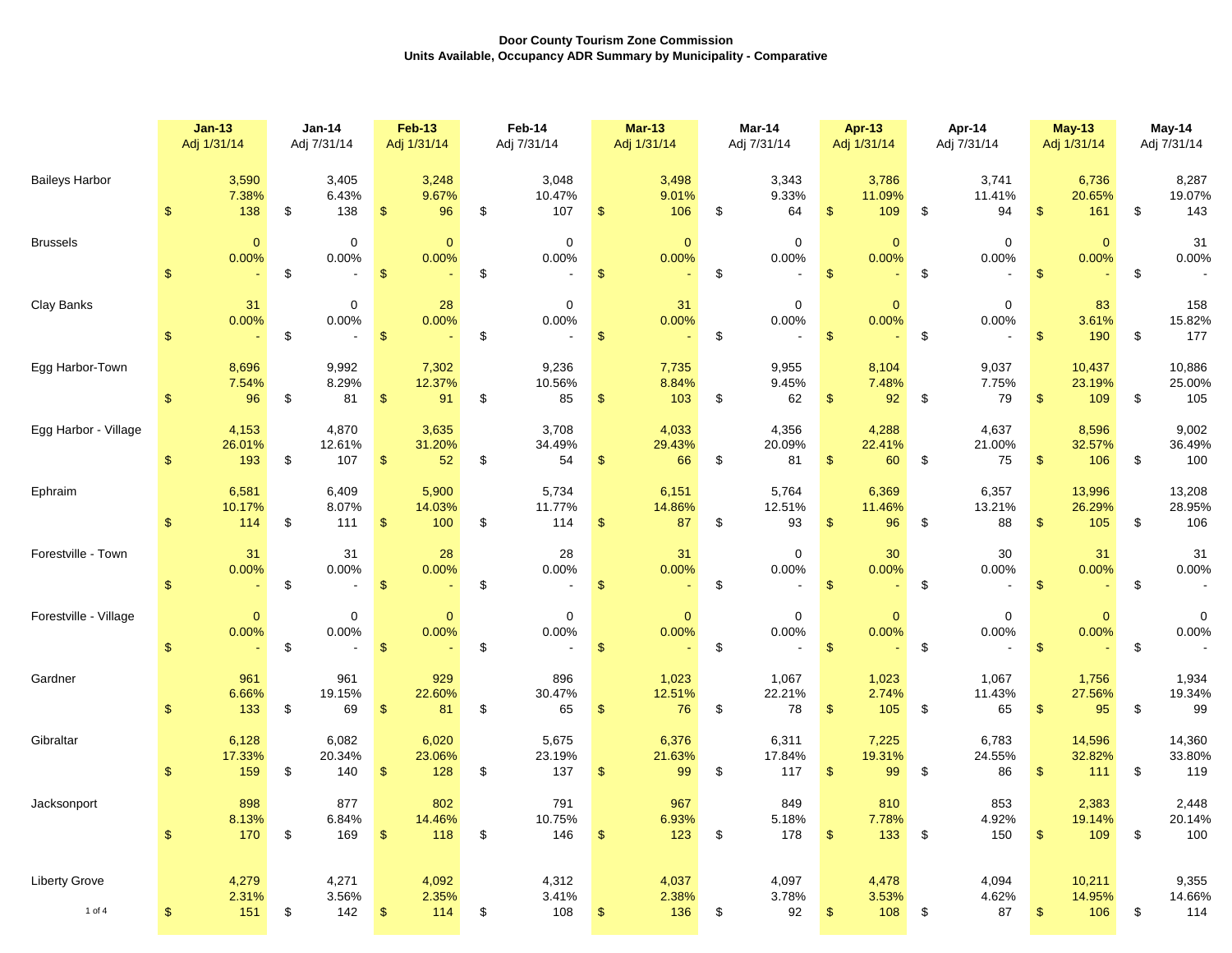**Door County Tourism Zone Commission**
**Units Available, Occupancy ADR Summary by Municipality - Comparative**

| | Jan-13 Adj 1/31/14 | Jan-14 Adj 7/31/14 | Feb-13 Adj 1/31/14 | Feb-14 Adj 7/31/14 | Mar-13 Adj 1/31/14 | Mar-14 Adj 7/31/14 | Apr-13 Adj 1/31/14 | Apr-14 Adj 7/31/14 | May-13 Adj 1/31/14 | May-14 Adj 7/31/14 |
|---|---|---|---|---|---|---|---|---|---|---|
| Baileys Harbor | 3,590 | 3,405 | 3,248 | 3,048 | 3,498 | 3,343 | 3,786 | 3,741 | 6,736 | 8,287 |
| | 7.38% | 6.43% | 9.67% | 10.47% | 9.01% | 9.33% | 11.09% | 11.41% | 20.65% | 19.07% |
| | $ 138 | $ 138 | $ 96 | $ 107 | $ 106 | $ 64 | $ 109 | $ 94 | $ 161 | $ 143 |
| Brussels | 0 | 0 | 0 | 0 | 0 | 0 | 0 | 0 | 0 | 31 |
| | 0.00% | 0.00% | 0.00% | 0.00% | 0.00% | 0.00% | 0.00% | 0.00% | 0.00% | 0.00% |
| | $ - | $ - | $ - | $ - | $ - | $ - | $ - | $ - | $ - | $ - |
| Clay Banks | 31 | 0 | 28 | 0 | 31 | 0 | 0 | 0 | 83 | 158 |
| | 0.00% | 0.00% | 0.00% | 0.00% | 0.00% | 0.00% | 0.00% | 0.00% | 3.61% | 15.82% |
| | $ - | $ - | $ - | $ - | $ - | $ - | $ - | $ - | $ 190 | $ 177 |
| Egg Harbor-Town | 8,696 | 9,992 | 7,302 | 9,236 | 7,735 | 9,955 | 8,104 | 9,037 | 10,437 | 10,886 |
| | 7.54% | 8.29% | 12.37% | 10.56% | 8.84% | 9.45% | 7.48% | 7.75% | 23.19% | 25.00% |
| | $ 96 | $ 81 | $ 91 | $ 85 | $ 103 | $ 62 | $ 92 | $ 79 | $ 109 | $ 105 |
| Egg Harbor - Village | 4,153 | 4,870 | 3,635 | 3,708 | 4,033 | 4,356 | 4,288 | 4,637 | 8,596 | 9,002 |
| | 26.01% | 12.61% | 31.20% | 34.49% | 29.43% | 20.09% | 22.41% | 21.00% | 32.57% | 36.49% |
| | $ 193 | $ 107 | $ 52 | $ 54 | $ 66 | $ 81 | $ 60 | $ 75 | $ 106 | $ 100 |
| Ephraim | 6,581 | 6,409 | 5,900 | 5,734 | 6,151 | 5,764 | 6,369 | 6,357 | 13,996 | 13,208 |
| | 10.17% | 8.07% | 14.03% | 11.77% | 14.86% | 12.51% | 11.46% | 13.21% | 26.29% | 28.95% |
| | $ 114 | $ 111 | $ 100 | $ 114 | $ 87 | $ 93 | $ 96 | $ 88 | $ 105 | $ 106 |
| Forestville - Town | 31 | 31 | 28 | 28 | 31 | 0 | 30 | 30 | 31 | 31 |
| | 0.00% | 0.00% | 0.00% | 0.00% | 0.00% | 0.00% | 0.00% | 0.00% | 0.00% | 0.00% |
| | $ - | $ - | $ - | $ - | $ - | $ - | $ - | $ - | $ - | $ - |
| Forestville - Village | 0 | 0 | 0 | 0 | 0 | 0 | 0 | 0 | 0 | 0 |
| | 0.00% | 0.00% | 0.00% | 0.00% | 0.00% | 0.00% | 0.00% | 0.00% | 0.00% | 0.00% |
| | $ - | $ - | $ - | $ - | $ - | $ - | $ - | $ - | $ - | $ - |
| Gardner | 961 | 961 | 929 | 896 | 1,023 | 1,067 | 1,023 | 1,067 | 1,756 | 1,934 |
| | 6.66% | 19.15% | 22.60% | 30.47% | 12.51% | 22.21% | 2.74% | 11.43% | 27.56% | 19.34% |
| | $ 133 | $ 69 | $ 81 | $ 65 | $ 76 | $ 78 | $ 105 | $ 65 | $ 95 | $ 99 |
| Gibraltar | 6,128 | 6,082 | 6,020 | 5,675 | 6,376 | 6,311 | 7,225 | 6,783 | 14,596 | 14,360 |
| | 17.33% | 20.34% | 23.06% | 23.19% | 21.63% | 17.84% | 19.31% | 24.55% | 32.82% | 33.80% |
| | $ 159 | $ 140 | $ 128 | $ 137 | $ 99 | $ 117 | $ 99 | $ 86 | $ 111 | $ 119 |
| Jacksonport | 898 | 877 | 802 | 791 | 967 | 849 | 810 | 853 | 2,383 | 2,448 |
| | 8.13% | 6.84% | 14.46% | 10.75% | 6.93% | 5.18% | 7.78% | 4.92% | 19.14% | 20.14% |
| | $ 170 | $ 169 | $ 118 | $ 146 | $ 123 | $ 178 | $ 133 | $ 150 | $ 109 | $ 100 |
| Liberty Grove | 4,279 | 4,271 | 4,092 | 4,312 | 4,037 | 4,097 | 4,478 | 4,094 | 10,211 | 9,355 |
| | 2.31% | 3.56% | 2.35% | 3.41% | 2.38% | 3.78% | 3.53% | 4.62% | 14.95% | 14.66% |
| | $ 151 | $ 142 | $ 114 | $ 108 | $ 136 | $ 92 | $ 108 | $ 87 | $ 106 | $ 114 |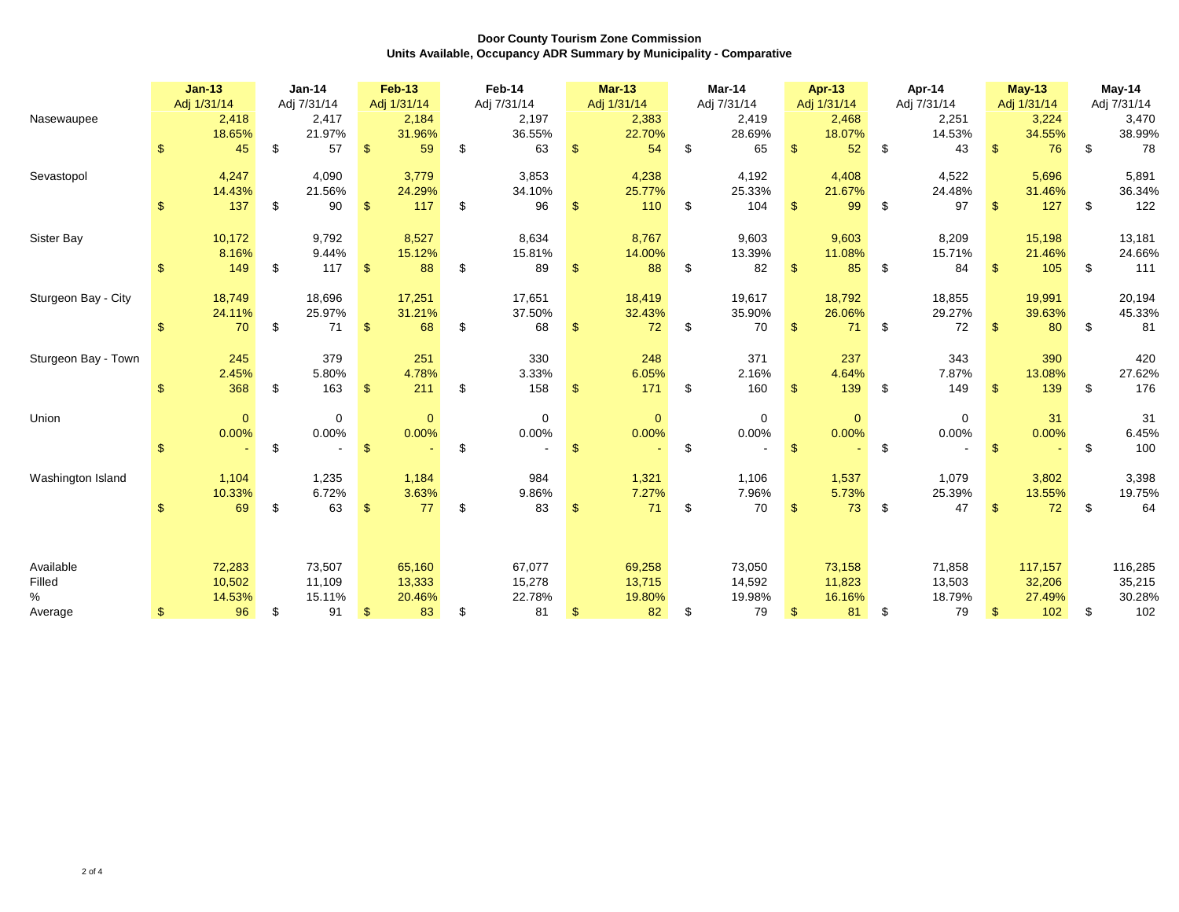**Door County Tourism Zone Commission**
**Units Available, Occupancy ADR Summary by Municipality - Comparative**

| | Jan-13<br>Adj 1/31/14 | Jan-14<br>Adj 7/31/14 | Feb-13<br>Adj 1/31/14 | Feb-14<br>Adj 7/31/14 | Mar-13<br>Adj 1/31/14 | Mar-14<br>Adj 7/31/14 | Apr-13<br>Adj 1/31/14 | Apr-14<br>Adj 7/31/14 | May-13<br>Adj 1/31/14 | May-14<br>Adj 7/31/14 |
|---|---|---|---|---|---|---|---|---|---|---|
| Nasewaupee | 2,418 | 2,417 | 2,184 | 2,197 | 2,383 | 2,419 | 2,468 | 2,251 | 3,224 | 3,470 |
| | 18.65% | 21.97% | 31.96% | 36.55% | 22.70% | 28.69% | 18.07% | 14.53% | 34.55% | 38.99% |
| | $ 45 | $ 57 | $ 59 | $ 63 | $ 54 | $ 65 | $ 52 | $ 43 | $ 76 | $ 78 |
| Sevastopol | 4,247 | 4,090 | 3,779 | 3,853 | 4,238 | 4,192 | 4,408 | 4,522 | 5,696 | 5,891 |
| | 14.43% | 21.56% | 24.29% | 34.10% | 25.77% | 25.33% | 21.67% | 24.48% | 31.46% | 36.34% |
| | $ 137 | $ 90 | $ 117 | $ 96 | $ 110 | $ 104 | $ 99 | $ 97 | $ 127 | $ 122 |
| Sister Bay | 10,172 | 9,792 | 8,527 | 8,634 | 8,767 | 9,603 | 9,603 | 8,209 | 15,198 | 13,181 |
| | 8.16% | 9.44% | 15.12% | 15.81% | 14.00% | 13.39% | 11.08% | 15.71% | 21.46% | 24.66% |
| | $ 149 | $ 117 | $ 88 | $ 89 | $ 88 | $ 82 | $ 85 | $ 84 | $ 105 | $ 111 |
| Sturgeon Bay - City | 18,749 | 18,696 | 17,251 | 17,651 | 18,419 | 19,617 | 18,792 | 18,855 | 19,991 | 20,194 |
| | 24.11% | 25.97% | 31.21% | 37.50% | 32.43% | 35.90% | 26.06% | 29.27% | 39.63% | 45.33% |
| | $ 70 | $ 71 | $ 68 | $ 68 | $ 72 | $ 70 | $ 71 | $ 72 | $ 80 | $ 81 |
| Sturgeon Bay - Town | 245 | 379 | 251 | 330 | 248 | 371 | 237 | 343 | 390 | 420 |
| | 2.45% | 5.80% | 4.78% | 3.33% | 6.05% | 2.16% | 4.64% | 7.87% | 13.08% | 27.62% |
| | $ 368 | $ 163 | $ 211 | $ 158 | $ 171 | $ 160 | $ 139 | $ 149 | $ 139 | $ 176 |
| Union | 0 | 0 | 0 | 0 | 0 | 0 | 0 | 0 | 31 | 31 |
| | 0.00% | 0.00% | 0.00% | 0.00% | 0.00% | 0.00% | 0.00% | 0.00% | 0.00% | 6.45% |
| | $ - | $ - | $ - | $ - | $ - | $ - | $ - | $ - | $ - | $ 100 |
| Washington Island | 1,104 | 1,235 | 1,184 | 984 | 1,321 | 1,106 | 1,537 | 1,079 | 3,802 | 3,398 |
| | 10.33% | 6.72% | 3.63% | 9.86% | 7.27% | 7.96% | 5.73% | 25.39% | 13.55% | 19.75% |
| | $ 69 | $ 63 | $ 77 | $ 83 | $ 71 | $ 70 | $ 73 | $ 47 | $ 72 | $ 64 |
| Available | 72,283 | 73,507 | 65,160 | 67,077 | 69,258 | 73,050 | 73,158 | 71,858 | 117,157 | 116,285 |
| Filled | 10,502 | 11,109 | 13,333 | 15,278 | 13,715 | 14,592 | 11,823 | 13,503 | 32,206 | 35,215 |
| % | 14.53% | 15.11% | 20.46% | 22.78% | 19.80% | 19.98% | 16.16% | 18.79% | 27.49% | 30.28% |
| Average | $ 96 | $ 91 | $ 83 | $ 81 | $ 82 | $ 79 | $ 81 | $ 79 | $ 102 | $ 102 |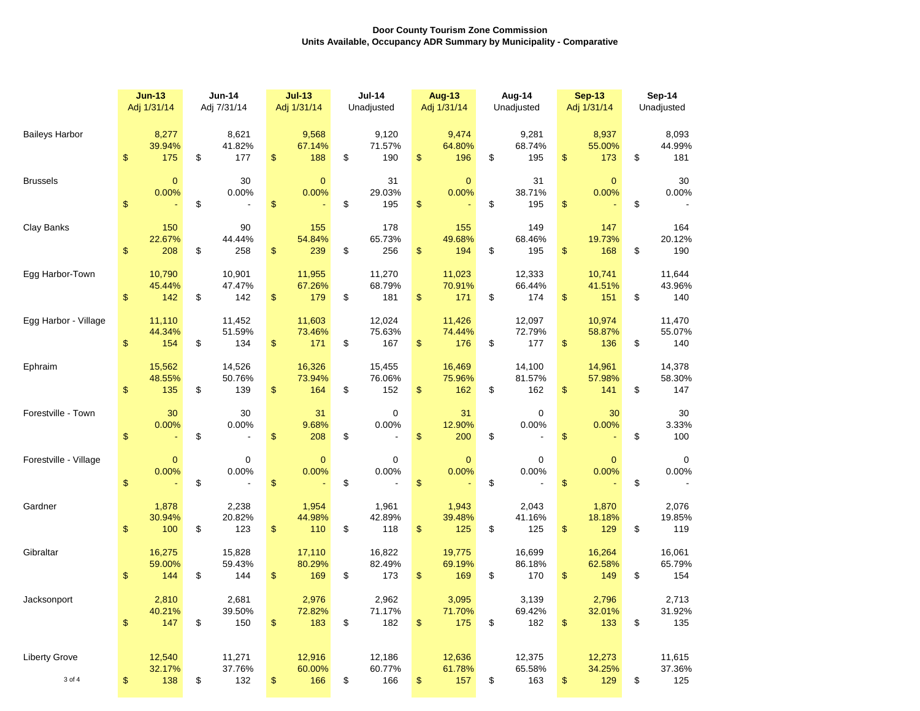**Door County Tourism Zone Commission**
**Units Available, Occupancy ADR Summary by Municipality - Comparative**

| | Jun-13 Adj 1/31/14 | Jun-14 Adj 7/31/14 | Jul-13 Adj 1/31/14 | Jul-14 Unadjusted | Aug-13 Adj 1/31/14 | Aug-14 Unadjusted | Sep-13 Adj 1/31/14 | Sep-14 Unadjusted |
|---|---|---|---|---|---|---|---|---|
| Baileys Harbor | 8,277 | 8,621 | 9,568 | 9,120 | 9,474 | 9,281 | 8,937 | 8,093 |
| | 39.94% | 41.82% | 67.14% | 71.57% | 64.80% | 68.74% | 55.00% | 44.99% |
| | $ 175 | $ 177 | $ 188 | $ 190 | $ 196 | $ 195 | $ 173 | $ 181 |
| Brussels | 0 | 30 | 0 | 31 | 0 | 31 | 0 | 30 |
| | 0.00% | 0.00% | 0.00% | 29.03% | 0.00% | 38.71% | 0.00% | 0.00% |
| | $ - | $ - | $ - | $ 195 | $ - | $ 195 | $ - | $ - |
| Clay Banks | 150 | 90 | 155 | 178 | 155 | 149 | 147 | 164 |
| | 22.67% | 44.44% | 54.84% | 65.73% | 49.68% | 68.46% | 19.73% | 20.12% |
| | $ 208 | $ 258 | $ 239 | $ 256 | $ 194 | $ 195 | $ 168 | $ 190 |
| Egg Harbor-Town | 10,790 | 10,901 | 11,955 | 11,270 | 11,023 | 12,333 | 10,741 | 11,644 |
| | 45.44% | 47.47% | 67.26% | 68.79% | 70.91% | 66.44% | 41.51% | 43.96% |
| | $ 142 | $ 142 | $ 179 | $ 181 | $ 171 | $ 174 | $ 151 | $ 140 |
| Egg Harbor - Village | 11,110 | 11,452 | 11,603 | 12,024 | 11,426 | 12,097 | 10,974 | 11,470 |
| | 44.34% | 51.59% | 73.46% | 75.63% | 74.44% | 72.79% | 58.87% | 55.07% |
| | $ 154 | $ 134 | $ 171 | $ 167 | $ 176 | $ 177 | $ 136 | $ 140 |
| Ephraim | 15,562 | 14,526 | 16,326 | 15,455 | 16,469 | 14,100 | 14,961 | 14,378 |
| | 48.55% | 50.76% | 73.94% | 76.06% | 75.96% | 81.57% | 57.98% | 58.30% |
| | $ 135 | $ 139 | $ 164 | $ 152 | $ 162 | $ 162 | $ 141 | $ 147 |
| Forestville - Town | 30 | 30 | 31 | 0 | 31 | 0 | 30 | 30 |
| | 0.00% | 0.00% | 9.68% | 0.00% | 12.90% | 0.00% | 0.00% | 3.33% |
| | $ - | $ - | $ 208 | $ - | $ 200 | $ - | $ - | $ 100 |
| Forestville - Village | 0 | 0 | 0 | 0 | 0 | 0 | 0 | 0 |
| | 0.00% | 0.00% | 0.00% | 0.00% | 0.00% | 0.00% | 0.00% | 0.00% |
| | $ - | $ - | $ - | $ - | $ - | $ - | $ - | $ - |
| Gardner | 1,878 | 2,238 | 1,954 | 1,961 | 1,943 | 2,043 | 1,870 | 2,076 |
| | 30.94% | 20.82% | 44.98% | 42.89% | 39.48% | 41.16% | 18.18% | 19.85% |
| | $ 100 | $ 123 | $ 110 | $ 118 | $ 125 | $ 125 | $ 129 | $ 119 |
| Gibraltar | 16,275 | 15,828 | 17,110 | 16,822 | 19,775 | 16,699 | 16,264 | 16,061 |
| | 59.00% | 59.43% | 80.29% | 82.49% | 69.19% | 86.18% | 62.58% | 65.79% |
| | $ 144 | $ 144 | $ 169 | $ 173 | $ 169 | $ 170 | $ 149 | $ 154 |
| Jacksonport | 2,810 | 2,681 | 2,976 | 2,962 | 3,095 | 3,139 | 2,796 | 2,713 |
| | 40.21% | 39.50% | 72.82% | 71.17% | 71.70% | 69.42% | 32.01% | 31.92% |
| | $ 147 | $ 150 | $ 183 | $ 182 | $ 175 | $ 182 | $ 133 | $ 135 |
| Liberty Grove | 12,540 | 11,271 | 12,916 | 12,186 | 12,636 | 12,375 | 12,273 | 11,615 |
| | 32.17% | 37.76% | 60.00% | 60.77% | 61.78% | 65.58% | 34.25% | 37.36% |
| | $ 138 | $ 132 | $ 166 | $ 166 | $ 157 | $ 163 | $ 129 | $ 125 |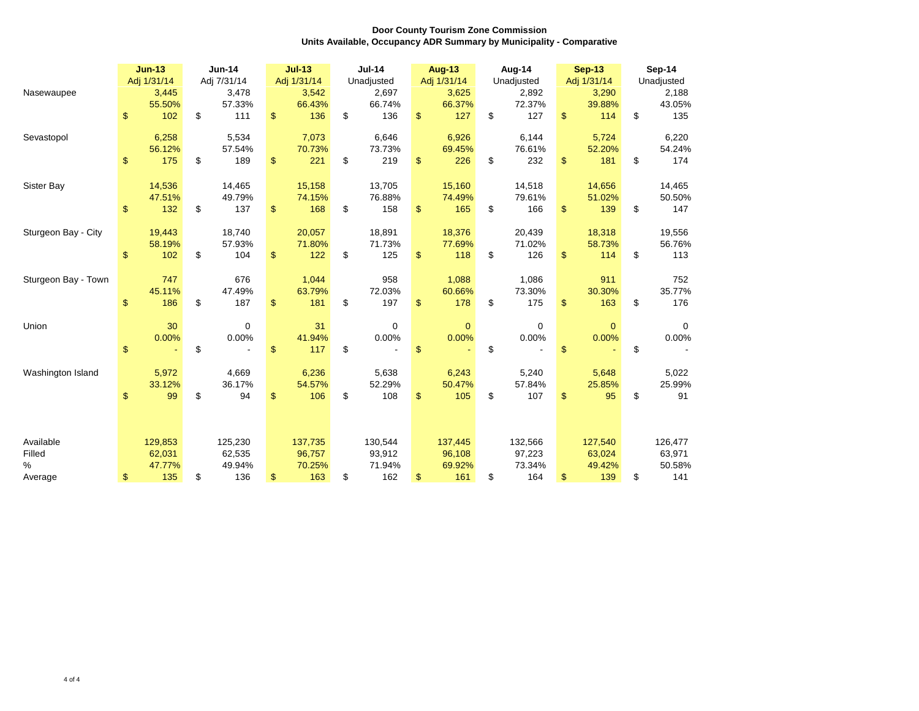**Door County Tourism Zone Commission**
**Units Available, Occupancy ADR Summary by Municipality - Comparative**

| | Jun-13 | Jun-14 | Jul-13 | Jul-14 | Aug-13 | Aug-14 | Sep-13 | Sep-14 |
|---|---|---|---|---|---|---|---|---|
| | Adj 1/31/14 | Adj 7/31/14 | Adj 1/31/14 | Unadjusted | Adj 1/31/14 | Unadjusted | Adj 1/31/14 | Unadjusted |
| Nasewaupee | 3,445 | 3,478 | 3,542 | 2,697 | 3,625 | 2,892 | 3,290 | 2,188 |
| | 55.50% | 57.33% | 66.43% | 66.74% | 66.37% | 72.37% | 39.88% | 43.05% |
| | $ 102 | $ 111 | $ 136 | $ 136 | $ 127 | $ 127 | $ 114 | $ 135 |
| Sevastopol | 6,258 | 5,534 | 7,073 | 6,646 | 6,926 | 6,144 | 5,724 | 6,220 |
| | 56.12% | 57.54% | 70.73% | 73.73% | 69.45% | 76.61% | 52.20% | 54.24% |
| | $ 175 | $ 189 | $ 221 | $ 219 | $ 226 | $ 232 | $ 181 | $ 174 |
| Sister Bay | 14,536 | 14,465 | 15,158 | 13,705 | 15,160 | 14,518 | 14,656 | 14,465 |
| | 47.51% | 49.79% | 74.15% | 76.88% | 74.49% | 79.61% | 51.02% | 50.50% |
| | $ 132 | $ 137 | $ 168 | $ 158 | $ 165 | $ 166 | $ 139 | $ 147 |
| Sturgeon Bay - City | 19,443 | 18,740 | 20,057 | 18,891 | 18,376 | 20,439 | 18,318 | 19,556 |
| | 58.19% | 57.93% | 71.80% | 71.73% | 77.69% | 71.02% | 58.73% | 56.76% |
| | $ 102 | $ 104 | $ 122 | $ 125 | $ 118 | $ 126 | $ 114 | $ 113 |
| Sturgeon Bay - Town | 747 | 676 | 1,044 | 958 | 1,088 | 1,086 | 911 | 752 |
| | 45.11% | 47.49% | 63.79% | 72.03% | 60.66% | 73.30% | 30.30% | 35.77% |
| | $ 186 | $ 187 | $ 181 | $ 197 | $ 178 | $ 175 | $ 163 | $ 176 |
| Union | 30 | 0 | 31 | 0 | 0 | 0 | 0 | 0 |
| | 0.00% | 0.00% | 41.94% | 0.00% | 0.00% | 0.00% | 0.00% | 0.00% |
| | $ - | $ - | $ 117 | $ - | $ - | $ - | $ - | $ - |
| Washington Island | 5,972 | 4,669 | 6,236 | 5,638 | 6,243 | 5,240 | 5,648 | 5,022 |
| | 33.12% | 36.17% | 54.57% | 52.29% | 50.47% | 57.84% | 25.85% | 25.99% |
| | $ 99 | $ 94 | $ 106 | $ 108 | $ 105 | $ 107 | $ 95 | $ 91 |
| Available | 129,853 | 125,230 | 137,735 | 130,544 | 137,445 | 132,566 | 127,540 | 126,477 |
| Filled | 62,031 | 62,535 | 96,757 | 93,912 | 96,108 | 97,223 | 63,024 | 63,971 |
| % | 47.77% | 49.94% | 70.25% | 71.94% | 69.92% | 73.34% | 49.42% | 50.58% |
| Average | $ 135 | $ 136 | $ 163 | $ 162 | $ 161 | $ 164 | $ 139 | $ 141 |